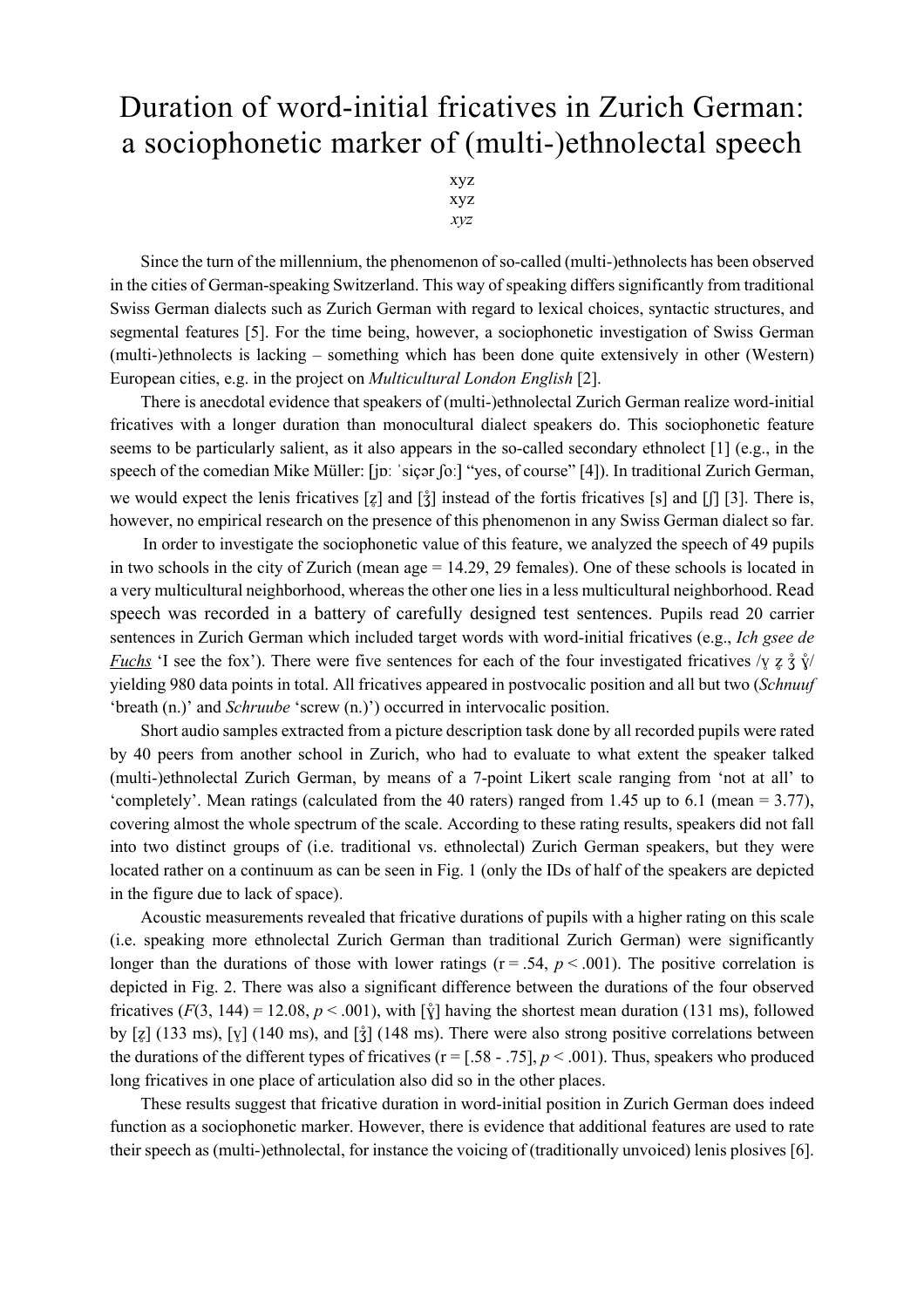# Duration of word-initial fricatives in Zurich German: a sociophonetic marker of (multi-)ethnolectal speech

xyz
xyz
*xyz*

Since the turn of the millennium, the phenomenon of so-called (multi-)ethnolects has been observed in the cities of German-speaking Switzerland. This way of speaking differs significantly from traditional Swiss German dialects such as Zurich German with regard to lexical choices, syntactic structures, and segmental features [5]. For the time being, however, a sociophonetic investigation of Swiss German (multi-)ethnolects is lacking – something which has been done quite extensively in other (Western) European cities, e.g. in the project on *Multicultural London English* [2].

There is anecdotal evidence that speakers of (multi-)ethnolectal Zurich German realize word-initial fricatives with a longer duration than monocultural dialect speakers do. This sociophonetic feature seems to be particularly salient, as it also appears in the so-called secondary ethnolect [1] (e.g., in the speech of the comedian Mike Müller: [jɒː ˈsiçər ʃoː] "yes, of course" [4]). In traditional Zurich German, we would expect the lenis fricatives [z̥] and [ʒ̊] instead of the fortis fricatives [s] and [ʃ] [3]. There is, however, no empirical research on the presence of this phenomenon in any Swiss German dialect so far.

In order to investigate the sociophonetic value of this feature, we analyzed the speech of 49 pupils in two schools in the city of Zurich (mean age = 14.29, 29 females). One of these schools is located in a very multicultural neighborhood, whereas the other one lies in a less multicultural neighborhood. Read speech was recorded in a battery of carefully designed test sentences. Pupils read 20 carrier sentences in Zurich German which included target words with word-initial fricatives (e.g., *Ich gsee de* *__Fuchs__* 'I see the fox'). There were five sentences for each of the four investigated fricatives /v̥ z̥ ʒ̊ ɣ̊/ yielding 980 data points in total. All fricatives appeared in postvocalic position and all but two (*Schnuuf* 'breath (n.)' and *Schruube* 'screw (n.)') occurred in intervocalic position.

Short audio samples extracted from a picture description task done by all recorded pupils were rated by 40 peers from another school in Zurich, who had to evaluate to what extent the speaker talked (multi-)ethnolectal Zurich German, by means of a 7-point Likert scale ranging from 'not at all' to 'completely'. Mean ratings (calculated from the 40 raters) ranged from 1.45 up to 6.1 (mean = 3.77), covering almost the whole spectrum of the scale. According to these rating results, speakers did not fall into two distinct groups of (i.e. traditional vs. ethnolectal) Zurich German speakers, but they were located rather on a continuum as can be seen in Fig. 1 (only the IDs of half of the speakers are depicted in the figure due to lack of space).

Acoustic measurements revealed that fricative durations of pupils with a higher rating on this scale (i.e. speaking more ethnolectal Zurich German than traditional Zurich German) were significantly longer than the durations of those with lower ratings ($r = .54$, $p < .001$). The positive correlation is depicted in Fig. 2. There was also a significant difference between the durations of the four observed fricatives ($F(3, 144) = 12.08$, $p < .001$), with [ɣ̊] having the shortest mean duration (131 ms), followed by [z̥] (133 ms), [v̥] (140 ms), and [ʒ̊] (148 ms). There were also strong positive correlations between the durations of the different types of fricatives ($r = [.58 - .75]$, $p < .001$). Thus, speakers who produced long fricatives in one place of articulation also did so in the other places.

These results suggest that fricative duration in word-initial position in Zurich German does indeed function as a sociophonetic marker. However, there is evidence that additional features are used to rate their speech as (multi-)ethnolectal, for instance the voicing of (traditionally unvoiced) lenis plosives [6].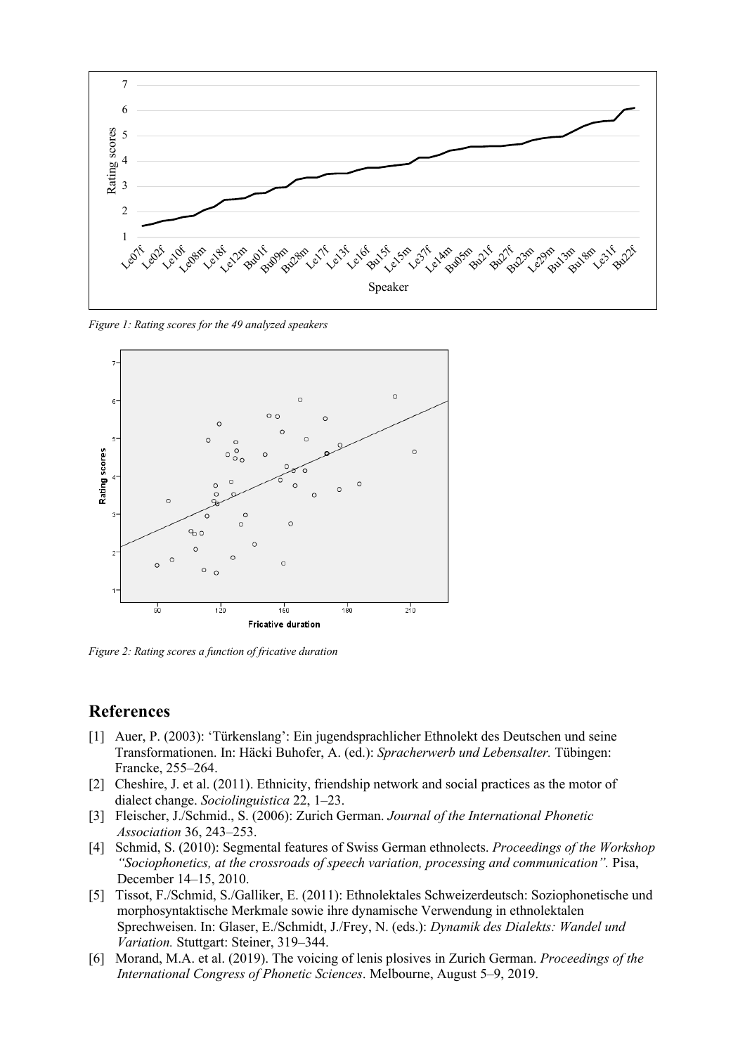7
6
5
4
3
2
1

Rating scores

Le07f Le02f Le10f Le08m Le18f Le12m Bu01f Bu09m Bu28m Le17f Le13f Le16f Bu15f Le15m Le37f Le14m Bu05m Bu21f Bu27f Bu23m Le29m Bu13m Bu18m Le31f Bu22f

Speaker

*Figure 1: Rating scores for the 49 analyzed speakers*

7
6
5
4
3
2
1

Rating scores

90 120 150 180 210

Fricative duration

*Figure 2: Rating scores a function of fricative duration*

## References

[1] Auer, P. (2003): 'Türkenslang': Ein jugendsprachlicher Ethnolekt des Deutschen und seine Transformationen. In: Häcki Buhofer, A. (ed.): *Spracherwerb und Lebensalter.* Tübingen: Francke, 255–264.

[2] Cheshire, J. et al. (2011). Ethnicity, friendship network and social practices as the motor of dialect change. *Sociolinguistica* 22, 1–23.

[3] Fleischer, J./Schmid., S. (2006): Zurich German. *Journal of the International Phonetic Association* 36, 243–253.

[4] Schmid, S. (2010): Segmental features of Swiss German ethnolects. *Proceedings of the Workshop "Sociophonetics, at the crossroads of speech variation, processing and communication".* Pisa, December 14–15, 2010.

[5] Tissot, F./Schmid, S./Galliker, E. (2011): Ethnolektales Schweizerdeutsch: Soziophonetische und morphosyntaktische Merkmale sowie ihre dynamische Verwendung in ethnolektalen Sprechweisen. In: Glaser, E./Schmidt, J./Frey, N. (eds.): *Dynamik des Dialekts: Wandel und Variation.* Stuttgart: Steiner, 319–344.

[6] Morand, M.A. et al. (2019). The voicing of lenis plosives in Zurich German. *Proceedings of the International Congress of Phonetic Sciences*. Melbourne, August 5–9, 2019.